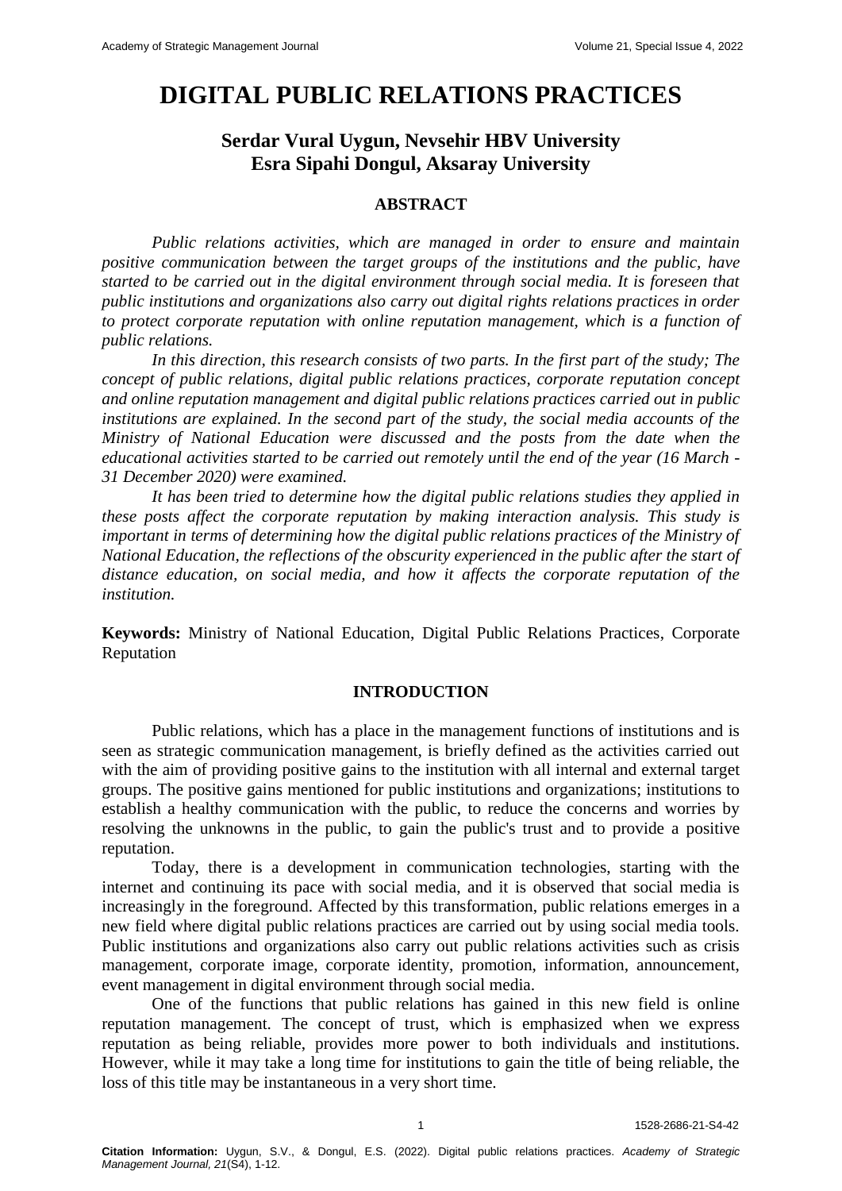# DIGITAL PUBLIC RELATIONS PRACTICES

## Serdar Vural Uygun, Nevsehir HBV University
## Esra Sipahi Dongul, Aksaray University

### ABSTRACT

*Public relations activities, which are managed in order to ensure and maintain positive communication between the target groups of the institutions and the public, have started to be carried out in the digital environment through social media. It is foreseen that public institutions and organizations also carry out digital rights relations practices in order to protect corporate reputation with online reputation management, which is a function of public relations.*

*In this direction, this research consists of two parts. In the first part of the study; The concept of public relations, digital public relations practices, corporate reputation concept and online reputation management and digital public relations practices carried out in public institutions are explained. In the second part of the study, the social media accounts of the Ministry of National Education were discussed and the posts from the date when the educational activities started to be carried out remotely until the end of the year (16 March - 31 December 2020) were examined.*

*It has been tried to determine how the digital public relations studies they applied in these posts affect the corporate reputation by making interaction analysis. This study is important in terms of determining how the digital public relations practices of the Ministry of National Education, the reflections of the obscurity experienced in the public after the start of distance education, on social media, and how it affects the corporate reputation of the institution.*

**Keywords:** Ministry of National Education, Digital Public Relations Practices, Corporate Reputation

### INTRODUCTION

Public relations, which has a place in the management functions of institutions and is seen as strategic communication management, is briefly defined as the activities carried out with the aim of providing positive gains to the institution with all internal and external target groups. The positive gains mentioned for public institutions and organizations; institutions to establish a healthy communication with the public, to reduce the concerns and worries by resolving the unknowns in the public, to gain the public's trust and to provide a positive reputation.

Today, there is a development in communication technologies, starting with the internet and continuing its pace with social media, and it is observed that social media is increasingly in the foreground. Affected by this transformation, public relations emerges in a new field where digital public relations practices are carried out by using social media tools. Public institutions and organizations also carry out public relations activities such as crisis management, corporate image, corporate identity, promotion, information, announcement, event management in digital environment through social media.

One of the functions that public relations has gained in this new field is online reputation management. The concept of trust, which is emphasized when we express reputation as being reliable, provides more power to both individuals and institutions. However, while it may take a long time for institutions to gain the title of being reliable, the loss of this title may be instantaneous in a very short time.

**Citation Information:** Uygun, S.V., & Dongul, E.S. (2022). Digital public relations practices. *Academy of Strategic Management Journal, 21*(S4), 1-12.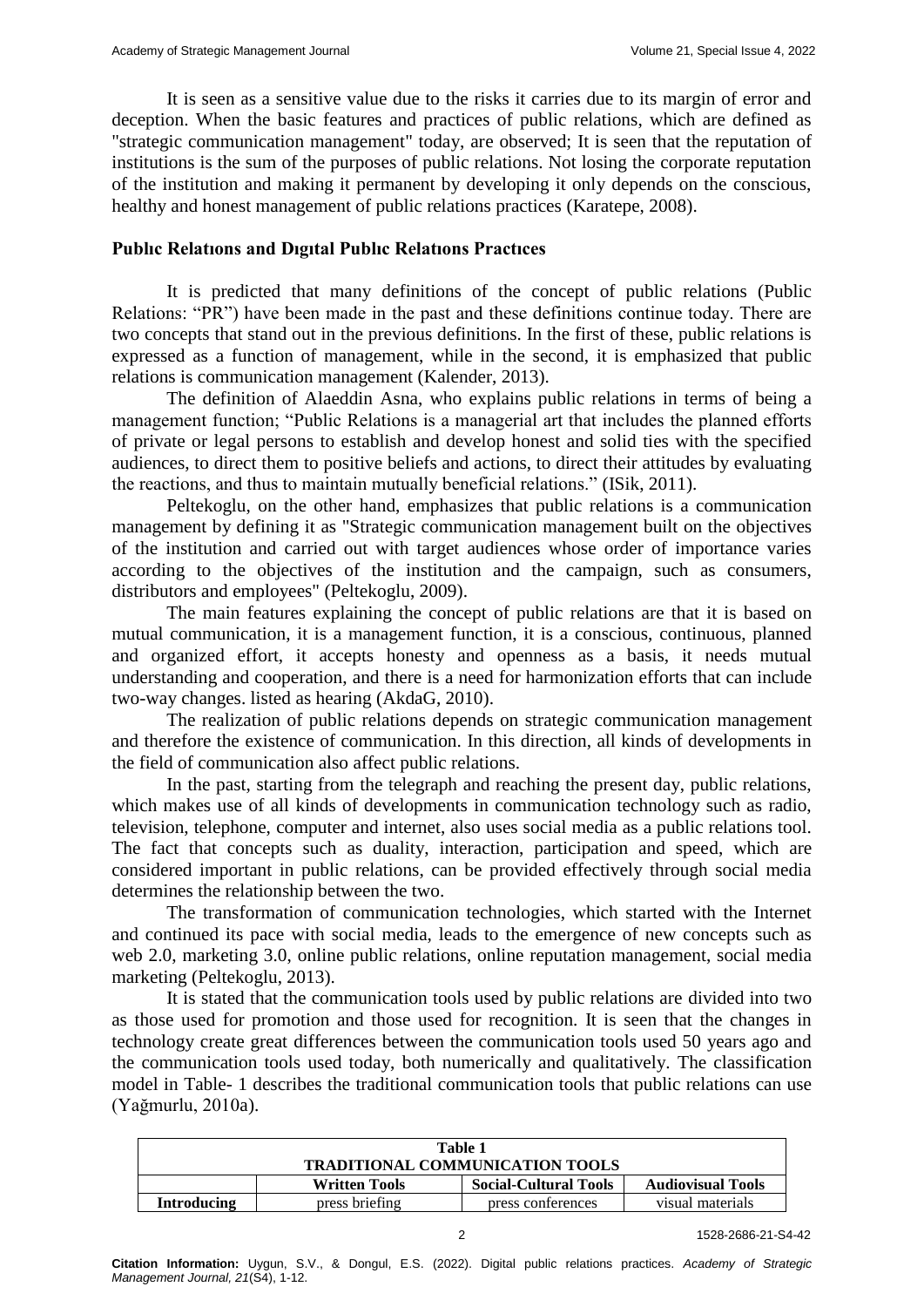It is seen as a sensitive value due to the risks it carries due to its margin of error and deception. When the basic features and practices of public relations, which are defined as "strategic communication management" today, are observed; It is seen that the reputation of institutions is the sum of the purposes of public relations. Not losing the corporate reputation of the institution and making it permanent by developing it only depends on the conscious, healthy and honest management of public relations practices (Karatepe, 2008).

## Publıc Relatıons and Dıgıtal Publıc Relatıons Practıces

It is predicted that many definitions of the concept of public relations (Public Relations: "PR") have been made in the past and these definitions continue today. There are two concepts that stand out in the previous definitions. In the first of these, public relations is expressed as a function of management, while in the second, it is emphasized that public relations is communication management (Kalender, 2013).

The definition of Alaeddin Asna, who explains public relations in terms of being a management function; "Public Relations is a managerial art that includes the planned efforts of private or legal persons to establish and develop honest and solid ties with the specified audiences, to direct them to positive beliefs and actions, to direct their attitudes by evaluating the reactions, and thus to maintain mutually beneficial relations." (ISik, 2011).

Peltekoglu, on the other hand, emphasizes that public relations is a communication management by defining it as "Strategic communication management built on the objectives of the institution and carried out with target audiences whose order of importance varies according to the objectives of the institution and the campaign, such as consumers, distributors and employees" (Peltekoglu, 2009).

The main features explaining the concept of public relations are that it is based on mutual communication, it is a management function, it is a conscious, continuous, planned and organized effort, it accepts honesty and openness as a basis, it needs mutual understanding and cooperation, and there is a need for harmonization efforts that can include two-way changes. listed as hearing (AkdaG, 2010).

The realization of public relations depends on strategic communication management and therefore the existence of communication. In this direction, all kinds of developments in the field of communication also affect public relations.

In the past, starting from the telegraph and reaching the present day, public relations, which makes use of all kinds of developments in communication technology such as radio, television, telephone, computer and internet, also uses social media as a public relations tool. The fact that concepts such as duality, interaction, participation and speed, which are considered important in public relations, can be provided effectively through social media determines the relationship between the two.

The transformation of communication technologies, which started with the Internet and continued its pace with social media, leads to the emergence of new concepts such as web 2.0, marketing 3.0, online public relations, online reputation management, social media marketing (Peltekoglu, 2013).

It is stated that the communication tools used by public relations are divided into two as those used for promotion and those used for recognition. It is seen that the changes in technology create great differences between the communication tools used 50 years ago and the communication tools used today, both numerically and qualitatively. The classification model in Table- 1 describes the traditional communication tools that public relations can use (Yağmurlu, 2010a).

**Table 1**
**TRADITIONAL COMMUNICATION TOOLS**

| | Written Tools | Social-Cultural Tools | Audiovisual Tools |
|---|---|---|---|
| **Introducing** | press briefing | press conferences | visual materials |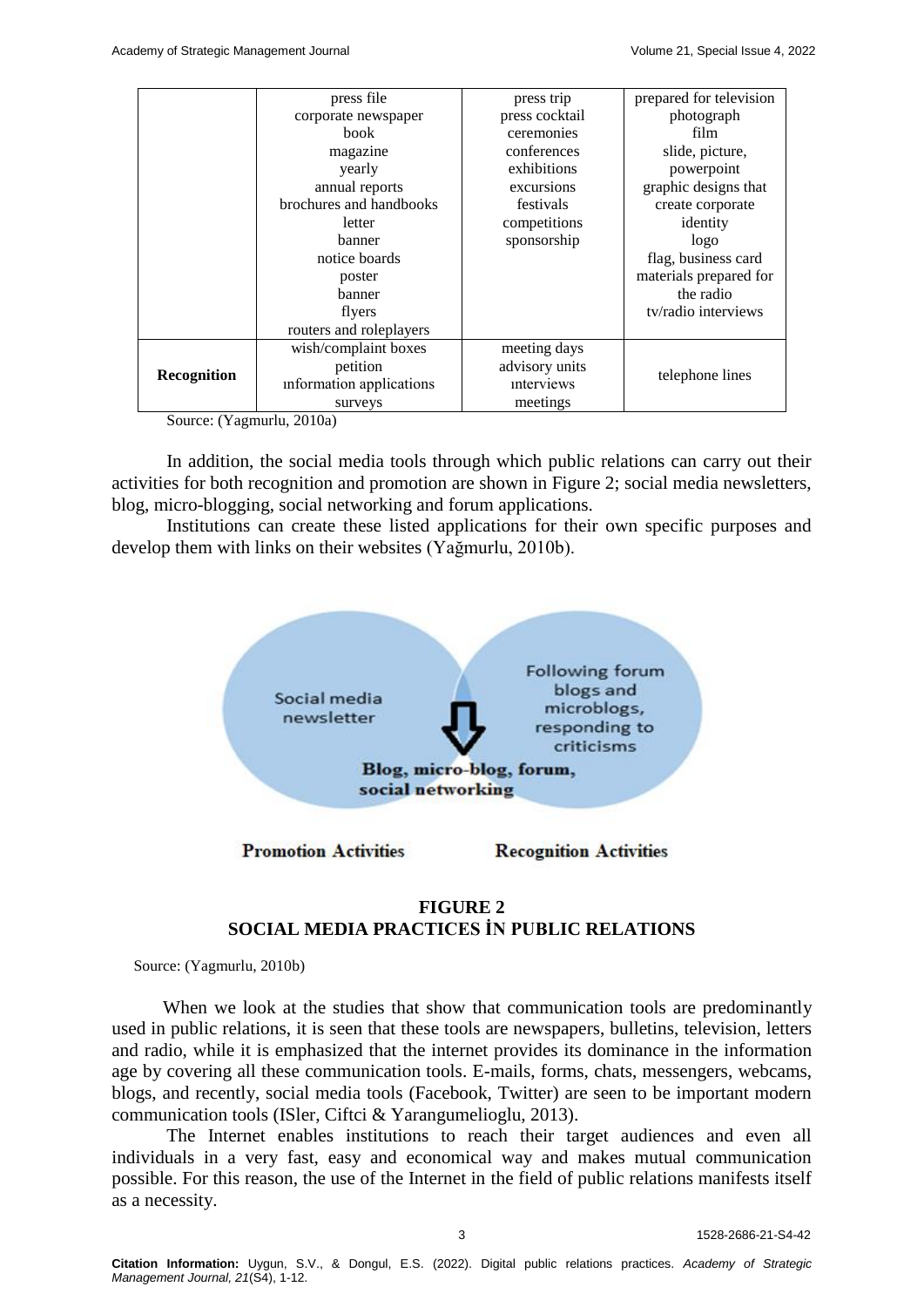| | | | |
|---|---|---|---|
| | press file<br>corporate newspaper<br>book<br>magazine<br>yearly<br>annual reports<br>brochures and handbooks<br>letter<br>banner<br>notice boards<br>poster<br>banner<br>flyers<br>routers and roleplayers | press trip<br>press cocktail<br>ceremonies<br>conferences<br>exhibitions<br>excursions<br>festivals<br>competitions<br>sponsorship | prepared for television<br>photograph<br>film<br>slide, picture,<br>powerpoint<br>graphic designs that create corporate identity<br>logo<br>flag, business card<br>materials prepared for the radio<br>tv/radio interviews |
| **Recognition** | wish/complaint boxes<br>petition<br>ınformation applications<br>surveys | meeting days<br>advisory units<br>ınterviews<br>meetings | telephone lines |

Source: (Yagmurlu, 2010a)

In addition, the social media tools through which public relations can carry out their activities for both recognition and promotion are shown in Figure 2; social media newsletters, blog, micro-blogging, social networking and forum applications.

Institutions can create these listed applications for their own specific purposes and develop them with links on their websites (Yağmurlu, 2010b).

Social media newsletter

Following forum blogs and microblogs, responding to criticisms

**Blog, micro-blog, forum, social networking**

**Promotion Activities** **Recognition Activities**

**FIGURE 2**
**SOCIAL MEDIA PRACTICES İN PUBLIC RELATIONS**

Source: (Yagmurlu, 2010b)

When we look at the studies that show that communication tools are predominantly used in public relations, it is seen that these tools are newspapers, bulletins, television, letters and radio, while it is emphasized that the internet provides its dominance in the information age by covering all these communication tools. E-mails, forms, chats, messengers, webcams, blogs, and recently, social media tools (Facebook, Twitter) are seen to be important modern communication tools (ISler, Ciftci & Yarangumelioglu, 2013).

The Internet enables institutions to reach their target audiences and even all individuals in a very fast, easy and economical way and makes mutual communication possible. For this reason, the use of the Internet in the field of public relations manifests itself as a necessity.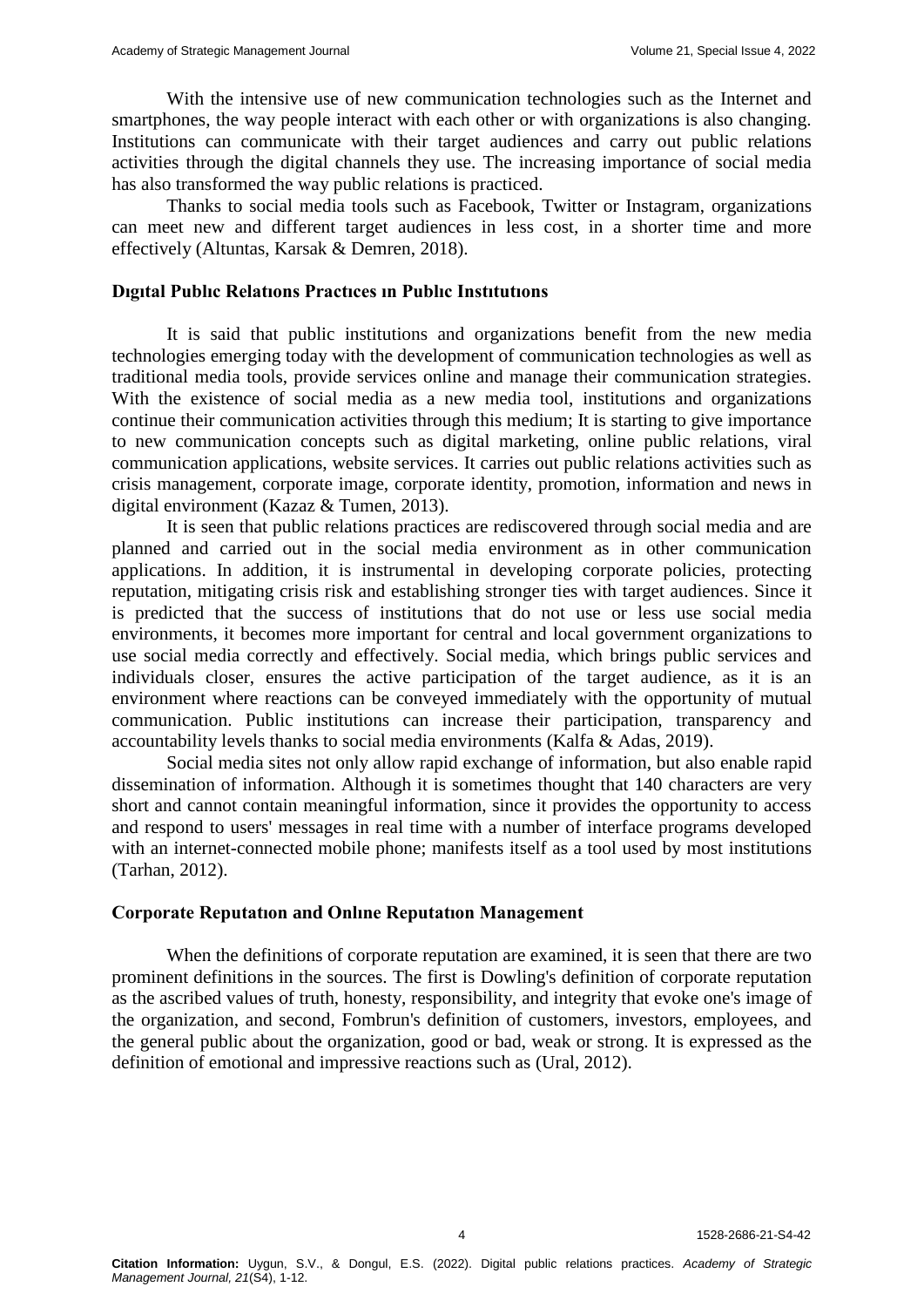With the intensive use of new communication technologies such as the Internet and smartphones, the way people interact with each other or with organizations is also changing. Institutions can communicate with their target audiences and carry out public relations activities through the digital channels they use. The increasing importance of social media has also transformed the way public relations is practiced.

Thanks to social media tools such as Facebook, Twitter or Instagram, organizations can meet new and different target audiences in less cost, in a shorter time and more effectively (Altuntas, Karsak & Demren, 2018).

### Dıgıtal Publıc Relatıons Practıces ın Publıc Instıtutıons

It is said that public institutions and organizations benefit from the new media technologies emerging today with the development of communication technologies as well as traditional media tools, provide services online and manage their communication strategies. With the existence of social media as a new media tool, institutions and organizations continue their communication activities through this medium; It is starting to give importance to new communication concepts such as digital marketing, online public relations, viral communication applications, website services. It carries out public relations activities such as crisis management, corporate image, corporate identity, promotion, information and news in digital environment (Kazaz & Tumen, 2013).

It is seen that public relations practices are rediscovered through social media and are planned and carried out in the social media environment as in other communication applications. In addition, it is instrumental in developing corporate policies, protecting reputation, mitigating crisis risk and establishing stronger ties with target audiences. Since it is predicted that the success of institutions that do not use or less use social media environments, it becomes more important for central and local government organizations to use social media correctly and effectively. Social media, which brings public services and individuals closer, ensures the active participation of the target audience, as it is an environment where reactions can be conveyed immediately with the opportunity of mutual communication. Public institutions can increase their participation, transparency and accountability levels thanks to social media environments (Kalfa & Adas, 2019).

Social media sites not only allow rapid exchange of information, but also enable rapid dissemination of information. Although it is sometimes thought that 140 characters are very short and cannot contain meaningful information, since it provides the opportunity to access and respond to users' messages in real time with a number of interface programs developed with an internet-connected mobile phone; manifests itself as a tool used by most institutions (Tarhan, 2012).

### Corporate Reputatıon and Onlıne Reputatıon Management

When the definitions of corporate reputation are examined, it is seen that there are two prominent definitions in the sources. The first is Dowling's definition of corporate reputation as the ascribed values of truth, honesty, responsibility, and integrity that evoke one's image of the organization, and second, Fombrun's definition of customers, investors, employees, and the general public about the organization, good or bad, weak or strong. It is expressed as the definition of emotional and impressive reactions such as (Ural, 2012).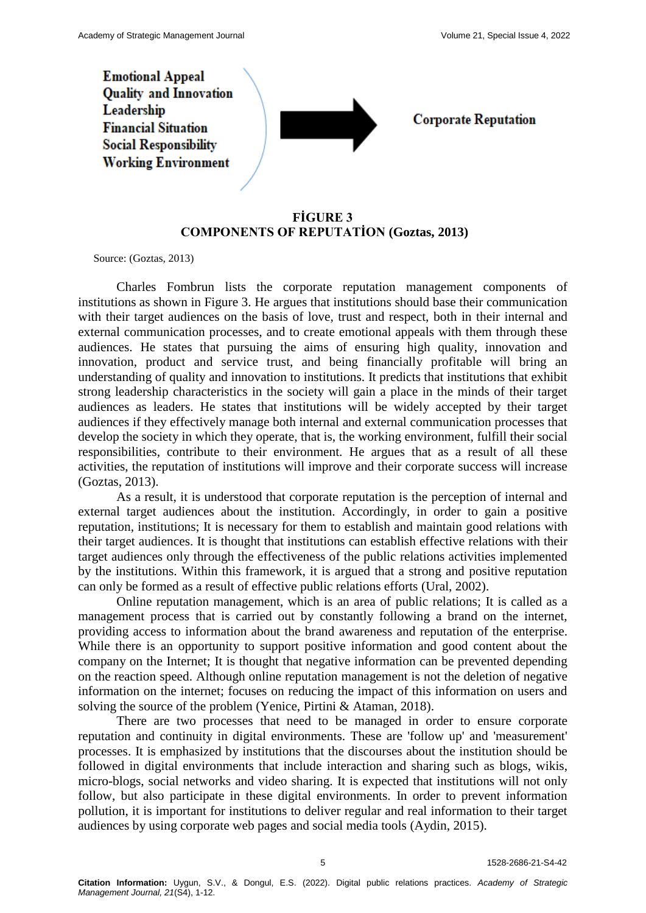Emotional Appeal
Quality and Innovation
Leadership
Financial Situation
Social Responsibility
Working Environment

Corporate Reputation

**FİGURE 3**
**COMPONENTS OF REPUTATİON (Goztas, 2013)**

Source: (Goztas, 2013)

Charles Fombrun lists the corporate reputation management components of institutions as shown in Figure 3. He argues that institutions should base their communication with their target audiences on the basis of love, trust and respect, both in their internal and external communication processes, and to create emotional appeals with them through these audiences. He states that pursuing the aims of ensuring high quality, innovation and innovation, product and service trust, and being financially profitable will bring an understanding of quality and innovation to institutions. It predicts that institutions that exhibit strong leadership characteristics in the society will gain a place in the minds of their target audiences as leaders. He states that institutions will be widely accepted by their target audiences if they effectively manage both internal and external communication processes that develop the society in which they operate, that is, the working environment, fulfill their social responsibilities, contribute to their environment. He argues that as a result of all these activities, the reputation of institutions will improve and their corporate success will increase (Goztas, 2013).

As a result, it is understood that corporate reputation is the perception of internal and external target audiences about the institution. Accordingly, in order to gain a positive reputation, institutions; It is necessary for them to establish and maintain good relations with their target audiences. It is thought that institutions can establish effective relations with their target audiences only through the effectiveness of the public relations activities implemented by the institutions. Within this framework, it is argued that a strong and positive reputation can only be formed as a result of effective public relations efforts (Ural, 2002).

Online reputation management, which is an area of public relations; It is called as a management process that is carried out by constantly following a brand on the internet, providing access to information about the brand awareness and reputation of the enterprise. While there is an opportunity to support positive information and good content about the company on the Internet; It is thought that negative information can be prevented depending on the reaction speed. Although online reputation management is not the deletion of negative information on the internet; focuses on reducing the impact of this information on users and solving the source of the problem (Yenice, Pirtini & Ataman, 2018).

There are two processes that need to be managed in order to ensure corporate reputation and continuity in digital environments. These are 'follow up' and 'measurement' processes. It is emphasized by institutions that the discourses about the institution should be followed in digital environments that include interaction and sharing such as blogs, wikis, micro-blogs, social networks and video sharing. It is expected that institutions will not only follow, but also participate in these digital environments. In order to prevent information pollution, it is important for institutions to deliver regular and real information to their target audiences by using corporate web pages and social media tools (Aydin, 2015).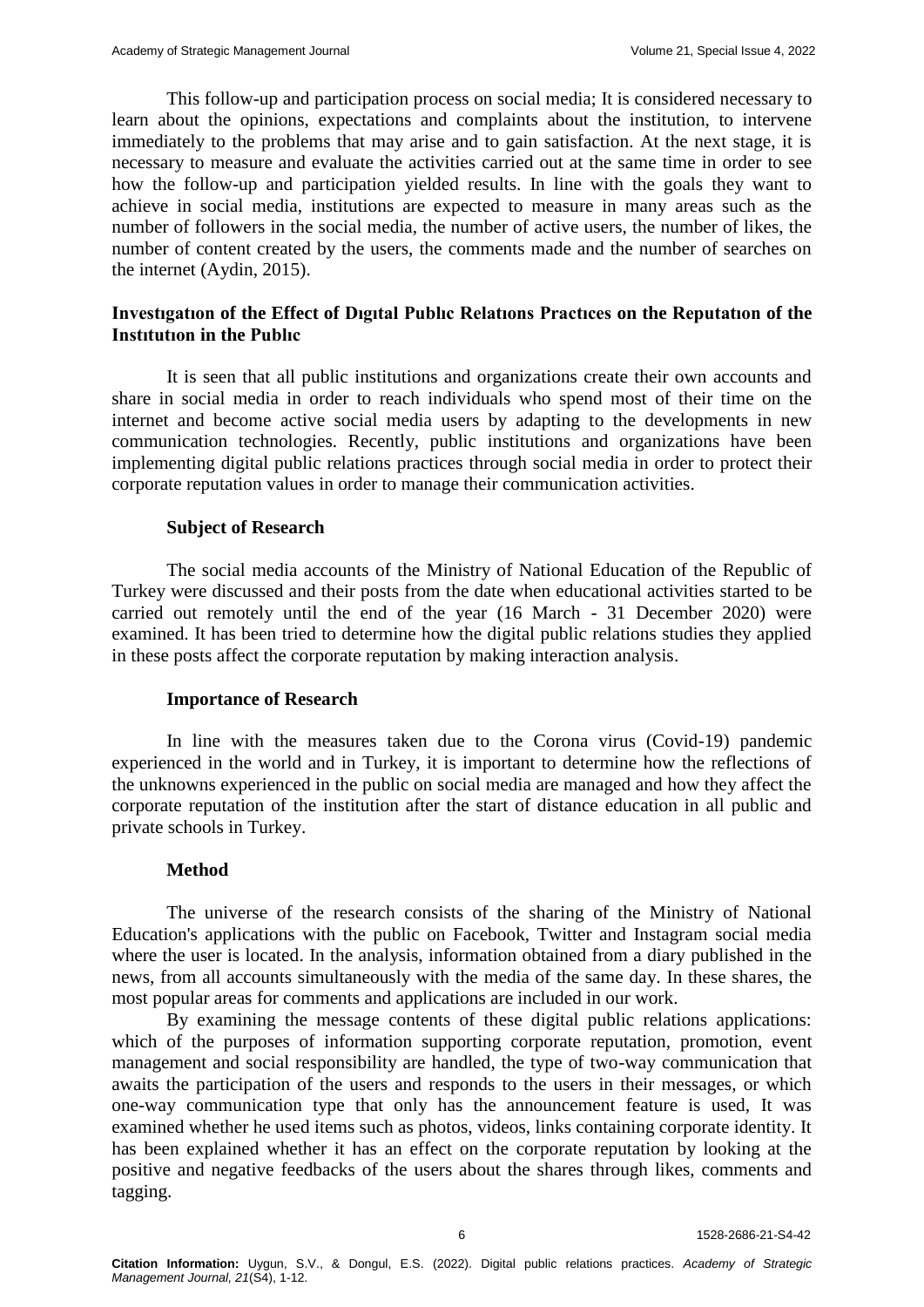This follow-up and participation process on social media; It is considered necessary to learn about the opinions, expectations and complaints about the institution, to intervene immediately to the problems that may arise and to gain satisfaction. At the next stage, it is necessary to measure and evaluate the activities carried out at the same time in order to see how the follow-up and participation yielded results. In line with the goals they want to achieve in social media, institutions are expected to measure in many areas such as the number of followers in the social media, the number of active users, the number of likes, the number of content created by the users, the comments made and the number of searches on the internet (Aydin, 2015).

## Investıgatıon of the Effect of Dıgıtal Publıc Relatıons Practıces on the Reputatıon of the Instıtutıon in the Publıc

It is seen that all public institutions and organizations create their own accounts and share in social media in order to reach individuals who spend most of their time on the internet and become active social media users by adapting to the developments in new communication technologies. Recently, public institutions and organizations have been implementing digital public relations practices through social media in order to protect their corporate reputation values in order to manage their communication activities.

### Subject of Research

The social media accounts of the Ministry of National Education of the Republic of Turkey were discussed and their posts from the date when educational activities started to be carried out remotely until the end of the year (16 March - 31 December 2020) were examined. It has been tried to determine how the digital public relations studies they applied in these posts affect the corporate reputation by making interaction analysis.

### Importance of Research

In line with the measures taken due to the Corona virus (Covid-19) pandemic experienced in the world and in Turkey, it is important to determine how the reflections of the unknowns experienced in the public on social media are managed and how they affect the corporate reputation of the institution after the start of distance education in all public and private schools in Turkey.

### Method

The universe of the research consists of the sharing of the Ministry of National Education's applications with the public on Facebook, Twitter and Instagram social media where the user is located. In the analysis, information obtained from a diary published in the news, from all accounts simultaneously with the media of the same day. In these shares, the most popular areas for comments and applications are included in our work.

By examining the message contents of these digital public relations applications: which of the purposes of information supporting corporate reputation, promotion, event management and social responsibility are handled, the type of two-way communication that awaits the participation of the users and responds to the users in their messages, or which one-way communication type that only has the announcement feature is used, It was examined whether he used items such as photos, videos, links containing corporate identity. It has been explained whether it has an effect on the corporate reputation by looking at the positive and negative feedbacks of the users about the shares through likes, comments and tagging.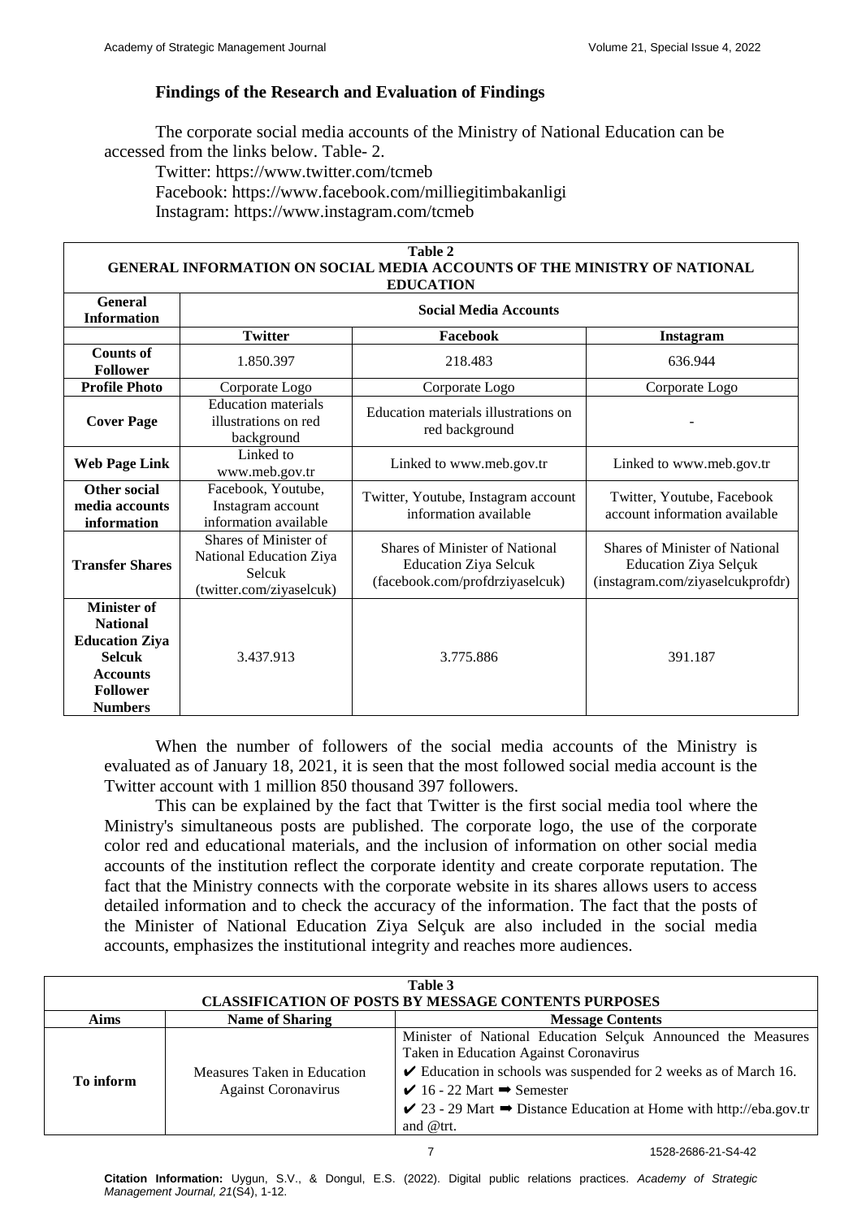## Findings of the Research and Evaluation of Findings

The corporate social media accounts of the Ministry of National Education can be accessed from the links below. Table- 2.

Twitter: https://www.twitter.com/tcmeb

Facebook: https://www.facebook.com/milliegitimbakanligi

Instagram: https://www.instagram.com/tcmeb

**Table 2**
**GENERAL INFORMATION ON SOCIAL MEDIA ACCOUNTS OF THE MINISTRY OF NATIONAL EDUCATION**

| General Information | Social Media Accounts | | |
|---|---|---|---|
| | **Twitter** | **Facebook** | **Instagram** |
| **Counts of Follower** | 1.850.397 | 218.483 | 636.944 |
| **Profile Photo** | Corporate Logo | Corporate Logo | Corporate Logo |
| **Cover Page** | Education materials illustrations on red background | Education materials illustrations on red background | - |
| **Web Page Link** | Linked to www.meb.gov.tr | Linked to www.meb.gov.tr | Linked to www.meb.gov.tr |
| **Other social media accounts information** | Facebook, Youtube, Instagram account information available | Twitter, Youtube, Instagram account information available | Twitter, Youtube, Facebook account information available |
| **Transfer Shares** | Shares of Minister of National Education Ziya Selcuk (twitter.com/ziyaselcuk) | Shares of Minister of National Education Ziya Selcuk (facebook.com/profdrziyaselcuk) | Shares of Minister of National Education Ziya Selçuk (instagram.com/ziyaselcukprofdr) |
| **Minister of National Education Ziya Selcuk Accounts Follower Numbers** | 3.437.913 | 3.775.886 | 391.187 |

When the number of followers of the social media accounts of the Ministry is evaluated as of January 18, 2021, it is seen that the most followed social media account is the Twitter account with 1 million 850 thousand 397 followers.

This can be explained by the fact that Twitter is the first social media tool where the Ministry's simultaneous posts are published. The corporate logo, the use of the corporate color red and educational materials, and the inclusion of information on other social media accounts of the institution reflect the corporate identity and create corporate reputation. The fact that the Ministry connects with the corporate website in its shares allows users to access detailed information and to check the accuracy of the information. The fact that the posts of the Minister of National Education Ziya Selçuk are also included in the social media accounts, emphasizes the institutional integrity and reaches more audiences.

**Table 3**
**CLASSIFICATION OF POSTS BY MESSAGE CONTENTS PURPOSES**

| Aims | Name of Sharing | Message Contents |
|---|---|---|
| **To inform** | Measures Taken in Education Against Coronavirus | Minister of National Education Selçuk Announced the Measures Taken in Education Against Coronavirus<br>✔ Education in schools was suspended for 2 weeks as of March 16.<br>✔ 16 - 22 Mart ➡ Semester<br>✔ 23 - 29 Mart ➡ Distance Education at Home with http://eba.gov.tr and @trt. |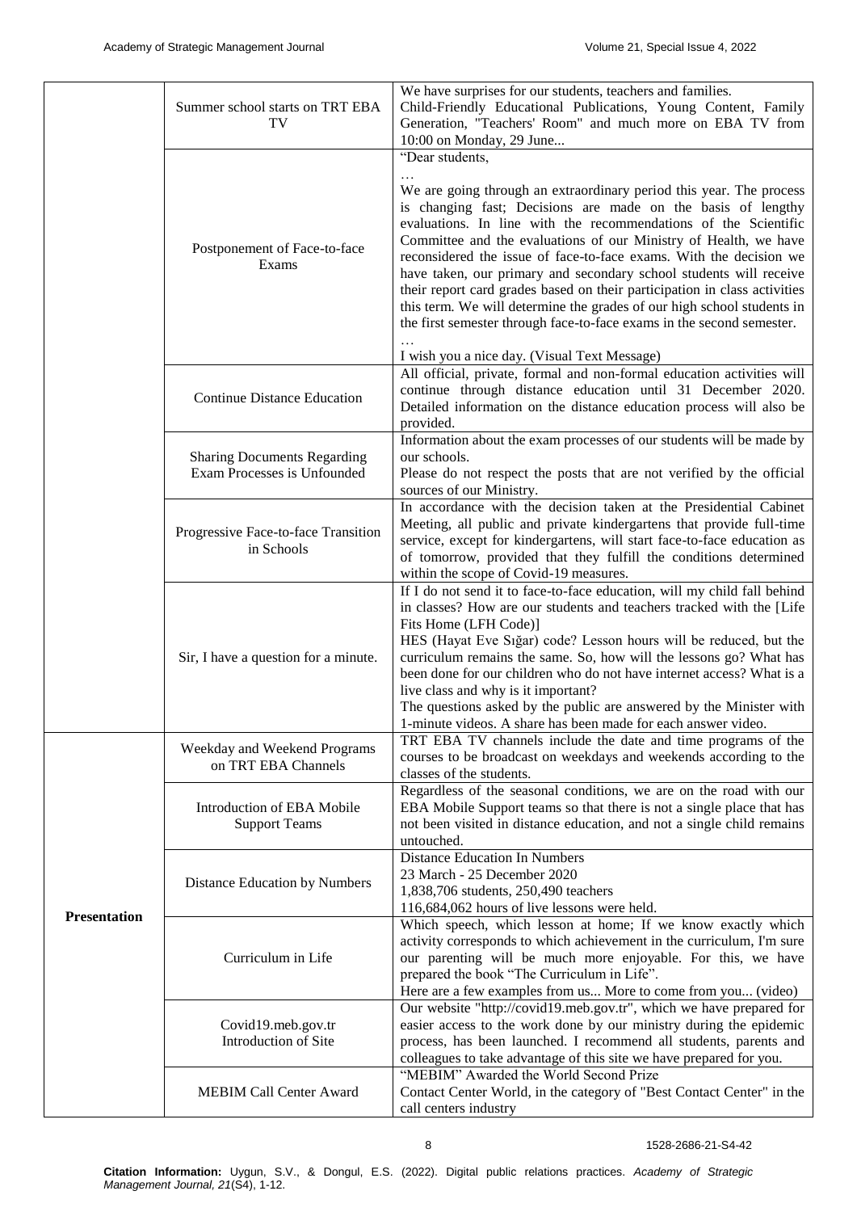| | | |
|---|---|---|
| | Summer school starts on TRT EBA TV | We have surprises for our students, teachers and families. Child-Friendly Educational Publications, Young Content, Family Generation, "Teachers' Room" and much more on EBA TV from 10:00 on Monday, 29 June... |
| | Postponement of Face-to-face Exams | "Dear students, … We are going through an extraordinary period this year. The process is changing fast; Decisions are made on the basis of lengthy evaluations. In line with the recommendations of the Scientific Committee and the evaluations of our Ministry of Health, we have reconsidered the issue of face-to-face exams. With the decision we have taken, our primary and secondary school students will receive their report card grades based on their participation in class activities this term. We will determine the grades of our high school students in the first semester through face-to-face exams in the second semester. … I wish you a nice day. (Visual Text Message) |
| | Continue Distance Education | All official, private, formal and non-formal education activities will continue through distance education until 31 December 2020. Detailed information on the distance education process will also be provided. |
| | Sharing Documents Regarding Exam Processes is Unfounded | Information about the exam processes of our students will be made by our schools. Please do not respect the posts that are not verified by the official sources of our Ministry. |
| | Progressive Face-to-face Transition in Schools | In accordance with the decision taken at the Presidential Cabinet Meeting, all public and private kindergartens that provide full-time service, except for kindergartens, will start face-to-face education as of tomorrow, provided that they fulfill the conditions determined within the scope of Covid-19 measures. |
| | Sir, I have a question for a minute. | If I do not send it to face-to-face education, will my child fall behind in classes? How are our students and teachers tracked with the [Life Fits Home (LFH Code)] HES (Hayat Eve Sığar) code? Lesson hours will be reduced, but the curriculum remains the same. So, how will the lessons go? What has been done for our children who do not have internet access? What is a live class and why is it important? The questions asked by the public are answered by the Minister with 1-minute videos. A share has been made for each answer video. |
| **Presentation** | Weekday and Weekend Programs on TRT EBA Channels | TRT EBA TV channels include the date and time programs of the courses to be broadcast on weekdays and weekends according to the classes of the students. |
| | Introduction of EBA Mobile Support Teams | Regardless of the seasonal conditions, we are on the road with our EBA Mobile Support teams so that there is not a single place that has not been visited in distance education, and not a single child remains untouched. |
| | Distance Education by Numbers | Distance Education In Numbers 23 March - 25 December 2020 1,838,706 students, 250,490 teachers 116,684,062 hours of live lessons were held. |
| | Curriculum in Life | Which speech, which lesson at home; If we know exactly which activity corresponds to which achievement in the curriculum, I'm sure our parenting will be much more enjoyable. For this, we have prepared the book "The Curriculum in Life". Here are a few examples from us... More to come from you... (video) |
| | Covid19.meb.gov.tr Introduction of Site | Our website "http://covid19.meb.gov.tr", which we have prepared for easier access to the work done by our ministry during the epidemic process, has been launched. I recommend all students, parents and colleagues to take advantage of this site we have prepared for you. |
| | MEBIM Call Center Award | "MEBIM" Awarded the World Second Prize Contact Center World, in the category of "Best Contact Center" in the call centers industry |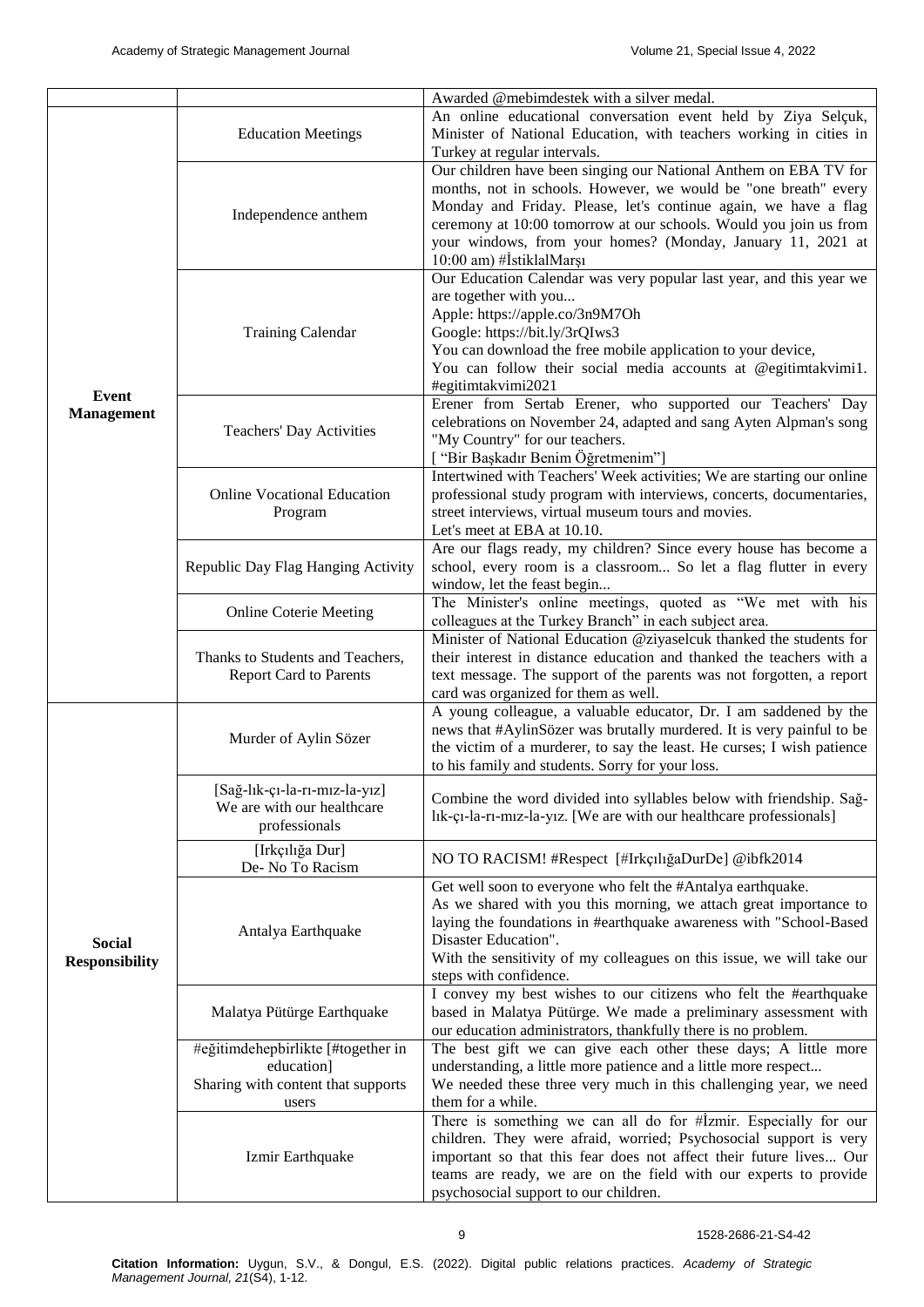| | | |
|---|---|---|
| | | Awarded @mebimdestek with a silver medal. |
| **Event Management** | Education Meetings | An online educational conversation event held by Ziya Selçuk, Minister of National Education, with teachers working in cities in Turkey at regular intervals. |
| | Independence anthem | Our children have been singing our National Anthem on EBA TV for months, not in schools. However, we would be "one breath" every Monday and Friday. Please, let's continue again, we have a flag ceremony at 10:00 tomorrow at our schools. Would you join us from your windows, from your homes? (Monday, January 11, 2021 at 10:00 am) #İstiklalMarşı |
| | Training Calendar | Our Education Calendar was very popular last year, and this year we are together with you... Apple: https://apple.co/3n9M7Oh Google: https://bit.ly/3rQIws3 You can download the free mobile application to your device, You can follow their social media accounts at @egitimtakvimi1. #egitimtakvimi2021 |
| | Teachers' Day Activities | Erener from Sertab Erener, who supported our Teachers' Day celebrations on November 24, adapted and sang Ayten Alpman's song "My Country" for our teachers. [ "Bir Başkadır Benim Öğretmenim"] |
| | Online Vocational Education Program | Intertwined with Teachers' Week activities; We are starting our online professional study program with interviews, concerts, documentaries, street interviews, virtual museum tours and movies. Let's meet at EBA at 10.10. |
| | Republic Day Flag Hanging Activity | Are our flags ready, my children? Since every house has become a school, every room is a classroom... So let a flag flutter in every window, let the feast begin... |
| | Online Coterie Meeting | The Minister's online meetings, quoted as "We met with his colleagues at the Turkey Branch" in each subject area. |
| | Thanks to Students and Teachers, Report Card to Parents | Minister of National Education @ziyaselcuk thanked the students for their interest in distance education and thanked the teachers with a text message. The support of the parents was not forgotten, a report card was organized for them as well. |
| **Social Responsibility** | Murder of Aylin Sözer | A young colleague, a valuable educator, Dr. I am saddened by the news that #AylinSözer was brutally murdered. It is very painful to be the victim of a murderer, to say the least. He curses; I wish patience to his family and students. Sorry for your loss. |
| | [Sağ-lık-çı-la-rı-mız-la-yız] We are with our healthcare professionals | Combine the word divided into syllables below with friendship. Sağ-lık-çı-la-rı-mız-la-yız. [We are with our healthcare professionals] |
| | [Irkçılığa Dur] De- No To Racism | NO TO RACISM! #Respect [#IrkçılığaDurDe] @ibfk2014 |
| | Antalya Earthquake | Get well soon to everyone who felt the #Antalya earthquake. As we shared with you this morning, we attach great importance to laying the foundations in #earthquake awareness with "School-Based Disaster Education". With the sensitivity of my colleagues on this issue, we will take our steps with confidence. |
| | Malatya Pütürge Earthquake | I convey my best wishes to our citizens who felt the #earthquake based in Malatya Pütürge. We made a preliminary assessment with our education administrators, thankfully there is no problem. |
| | #eğitimdehepbirlikte [#together in education] Sharing with content that supports users | The best gift we can give each other these days; A little more understanding, a little more patience and a little more respect... We needed these three very much in this challenging year, we need them for a while. |
| | Izmir Earthquake | There is something we can all do for #İzmir. Especially for our children. They were afraid, worried; Psychosocial support is very important so that this fear does not affect their future lives... Our teams are ready, we are on the field with our experts to provide psychosocial support to our children. |

**Citation Information:** Uygun, S.V., & Dongul, E.S. (2022). Digital public relations practices. *Academy of Strategic Management Journal, 21*(S4), 1-12.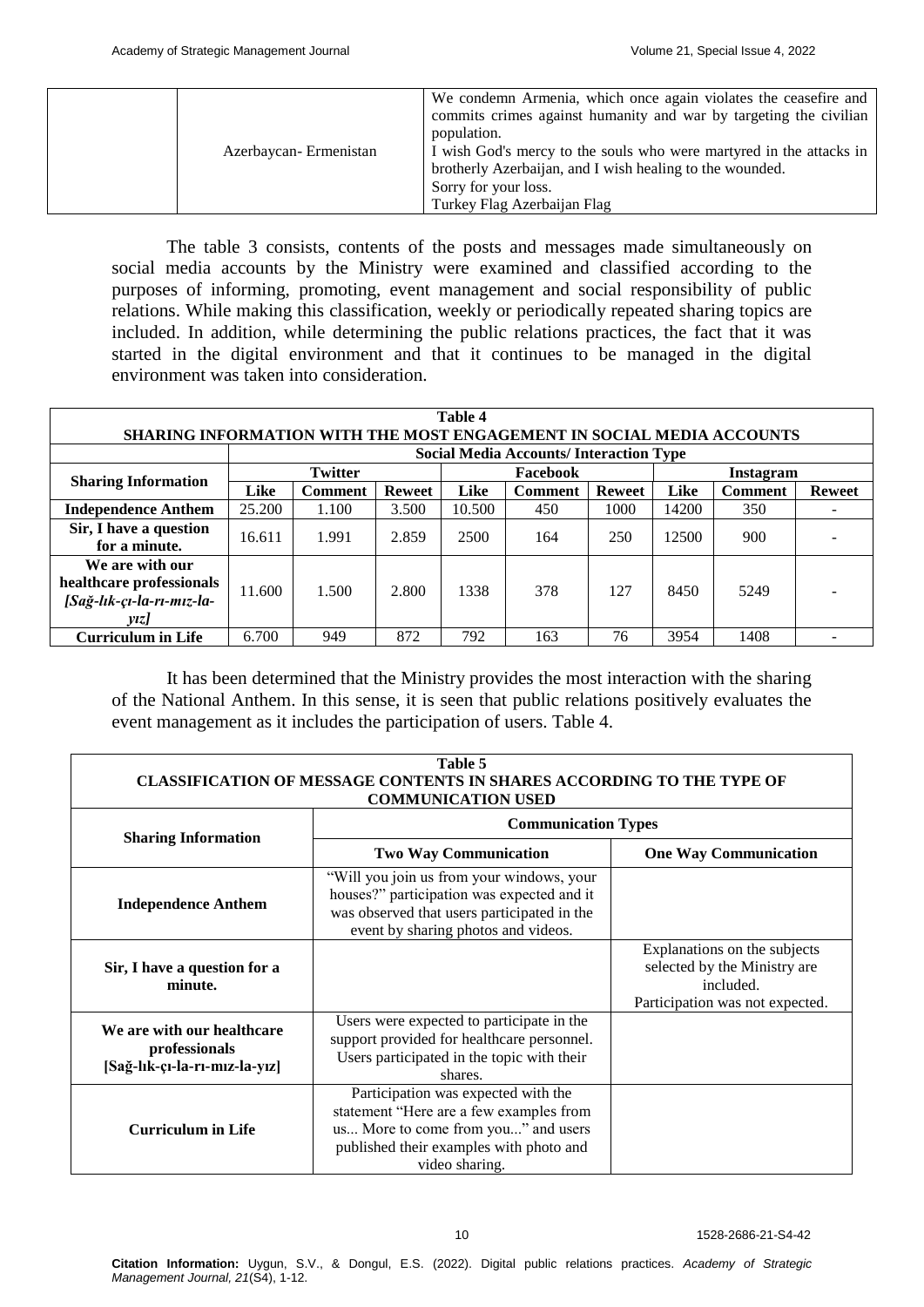| | | |
|---|---|---|
| | Azerbaycan- Ermenistan | We condemn Armenia, which once again violates the ceasefire and commits crimes against humanity and war by targeting the civilian population.<br>I wish God's mercy to the souls who were martyred in the attacks in brotherly Azerbaijan, and I wish healing to the wounded.<br>Sorry for your loss.<br>Turkey Flag Azerbaijan Flag |

The table 3 consists, contents of the posts and messages made simultaneously on social media accounts by the Ministry were examined and classified according to the purposes of informing, promoting, event management and social responsibility of public relations. While making this classification, weekly or periodically repeated sharing topics are included. In addition, while determining the public relations practices, the fact that it was started in the digital environment and that it continues to be managed in the digital environment was taken into consideration.

**Table 4**
**SHARING INFORMATION WITH THE MOST ENGAGEMENT IN SOCIAL MEDIA ACCOUNTS**

| Sharing Information | Social Media Accounts/ Interaction Type | | | | | | | | |
|---|---|---|---|---|---|---|---|---|---|
| | Twitter | | | Facebook | | | Instagram | | |
| | Like | Comment | Reweet | Like | Comment | Reweet | Like | Comment | Reweet |
| **Independence Anthem** | 25.200 | 1.100 | 3.500 | 10.500 | 450 | 1000 | 14200 | 350 | - |
| **Sir, I have a question for a minute.** | 16.611 | 1.991 | 2.859 | 2500 | 164 | 250 | 12500 | 900 | - |
| **We are with our healthcare professionals *[Sağ-lık-çı-la-rı-mız-la-yız]*** | 11.600 | 1.500 | 2.800 | 1338 | 378 | 127 | 8450 | 5249 | - |
| **Curriculum in Life** | 6.700 | 949 | 872 | 792 | 163 | 76 | 3954 | 1408 | - |

It has been determined that the Ministry provides the most interaction with the sharing of the National Anthem. In this sense, it is seen that public relations positively evaluates the event management as it includes the participation of users. Table 4.

**Table 5**
**CLASSIFICATION OF MESSAGE CONTENTS IN SHARES ACCORDING TO THE TYPE OF COMMUNICATION USED**

| Sharing Information | Communication Types | |
|---|---|---|
| | **Two Way Communication** | **One Way Communication** |
| **Independence Anthem** | "Will you join us from your windows, your houses?" participation was expected and it was observed that users participated in the event by sharing photos and videos. | |
| **Sir, I have a question for a minute.** | | Explanations on the subjects selected by the Ministry are included.<br>Participation was not expected. |
| **We are with our healthcare professionals [Sağ-lık-çı-la-rı-mız-la-yız]** | Users were expected to participate in the support provided for healthcare personnel. Users participated in the topic with their shares. | |
| **Curriculum in Life** | Participation was expected with the statement "Here are a few examples from us... More to come from you..." and users published their examples with photo and video sharing. | |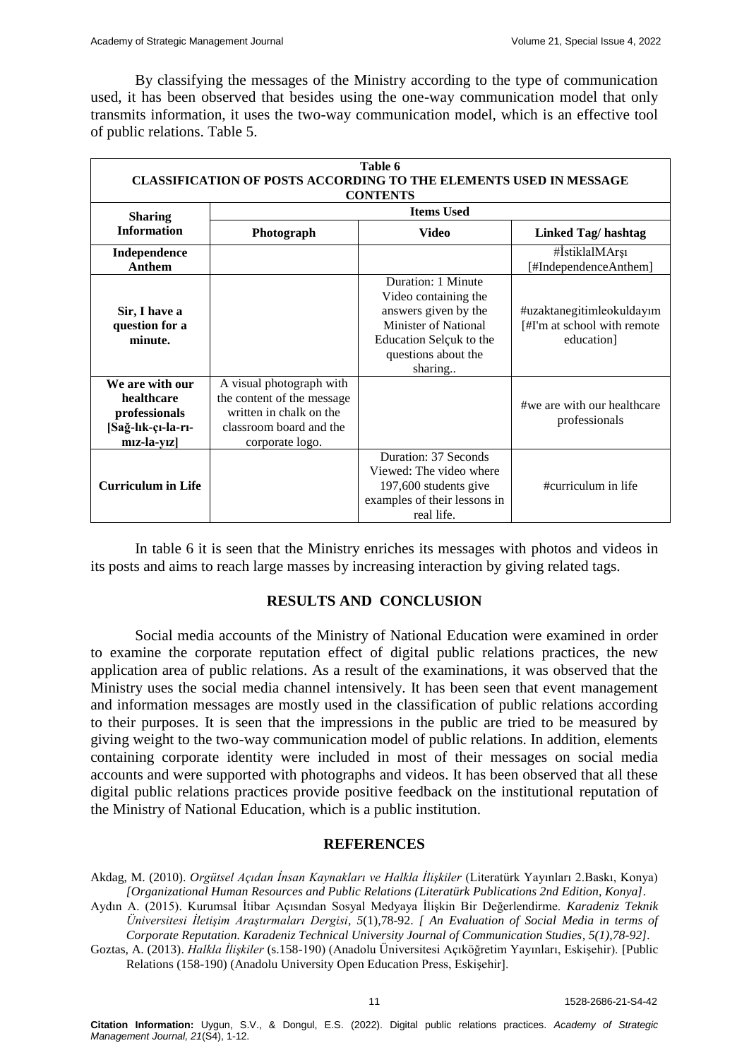By classifying the messages of the Ministry according to the type of communication used, it has been observed that besides using the one-way communication model that only transmits information, it uses the two-way communication model, which is an effective tool of public relations. Table 5.

**Table 6**
**CLASSIFICATION OF POSTS ACCORDING TO THE ELEMENTS USED IN MESSAGE CONTENTS**

| Sharing Information | Items Used | | |
|---|---|---|---|
| | Photograph | Video | Linked Tag/ hashtag |
| **Independence Anthem** | | | #İstiklalMArşı [#IndependenceAnthem] |
| **Sir, I have a question for a minute.** | | Duration: 1 Minute Video containing the answers given by the Minister of National Education Selçuk to the questions about the sharing.. | #uzaktanegitimleokuldayım [#I'm at school with remote education] |
| **We are with our healthcare professionals [Sağ-lık-çı-la-rı-mız-la-yız]** | A visual photograph with the content of the message written in chalk on the classroom board and the corporate logo. | | #we are with our healthcare professionals |
| **Curriculum in Life** | | Duration: 37 Seconds Viewed: The video where 197,600 students give examples of their lessons in real life. | #curriculum in life |

In table 6 it is seen that the Ministry enriches its messages with photos and videos in its posts and aims to reach large masses by increasing interaction by giving related tags.

## RESULTS AND CONCLUSION

Social media accounts of the Ministry of National Education were examined in order to examine the corporate reputation effect of digital public relations practices, the new application area of public relations. As a result of the examinations, it was observed that the Ministry uses the social media channel intensively. It has been seen that event management and information messages are mostly used in the classification of public relations according to their purposes. It is seen that the impressions in the public are tried to be measured by giving weight to the two-way communication model of public relations. In addition, elements containing corporate identity were included in most of their messages on social media accounts and were supported with photographs and videos. It has been observed that all these digital public relations practices provide positive feedback on the institutional reputation of the Ministry of National Education, which is a public institution.

## REFERENCES

Akdag, M. (2010). *Orgütsel Açıdan İnsan Kaynakları ve Halkla İlişkiler* (Literatürk Yayınları 2.Baskı, Konya) *[Organizational Human Resources and Public Relations (Literatürk Publications 2nd Edition, Konya]*.

Aydın A. (2015). Kurumsal İtibar Açısından Sosyal Medyaya İlişkin Bir Değerlendirme. *Karadeniz Teknik Üniversitesi İletişim Araştırmaları Dergisi*, *5*(1),78-92. *[ An Evaluation of Social Media in terms of Corporate Reputation. Karadeniz Technical University Journal of Communication Studies, 5(1),78-92]*.

Goztas, A. (2013). *Halkla İlişkiler* (s.158-190) (Anadolu Üniversitesi Açıköğretim Yayınları, Eskişehir). [Public Relations (158-190) (Anadolu University Open Education Press, Eskişehir].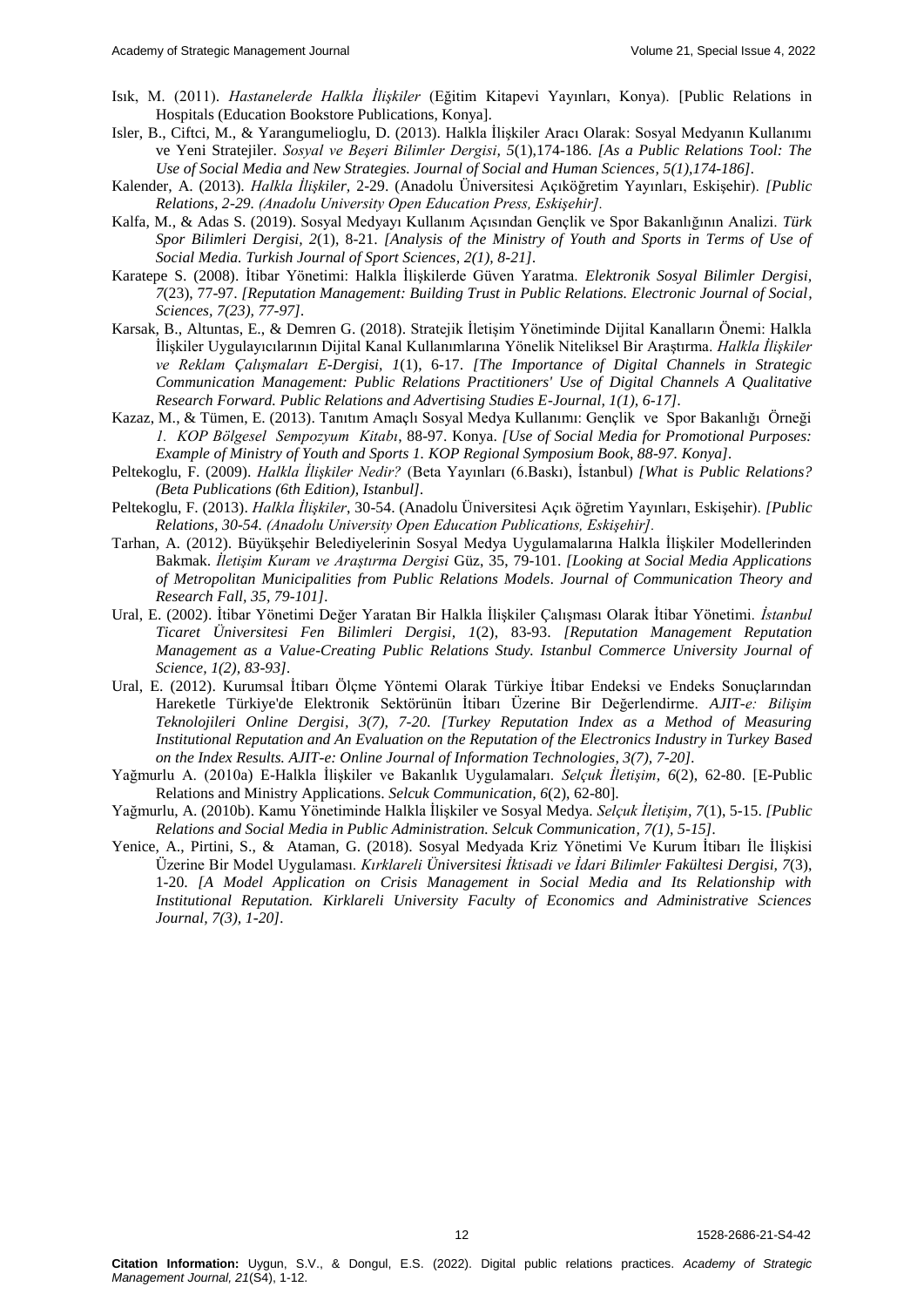Isık, M. (2011). *Hastanelerde Halkla İlişkiler* (Eğitim Kitapevi Yayınları, Konya). [Public Relations in Hospitals (Education Bookstore Publications, Konya].

Isler, B., Ciftci, M., & Yarangumelioglu, D. (2013). Halkla İlişkiler Aracı Olarak: Sosyal Medyanın Kullanımı ve Yeni Stratejiler. *Sosyal ve Beşeri Bilimler Dergisi, 5*(1),174-186. *[As a Public Relations Tool: The Use of Social Media and New Strategies. Journal of Social and Human Sciences, 5(1),174-186].*

Kalender, A. (2013). *Halkla İlişkiler,* 2-29. (Anadolu Üniversitesi Açıköğretim Yayınları, Eskişehir). *[Public Relations, 2-29. (Anadolu University Open Education Press, Eskişehir].*

Kalfa, M., & Adas S. (2019). Sosyal Medyayı Kullanım Açısından Gençlik ve Spor Bakanlığının Analizi. *Türk Spor Bilimleri Dergisi, 2*(1), 8-21. *[Analysis of the Ministry of Youth and Sports in Terms of Use of Social Media. Turkish Journal of Sport Sciences, 2(1), 8-21].*

Karatepe S. (2008). İtibar Yönetimi: Halkla İlişkilerde Güven Yaratma. *Elektronik Sosyal Bilimler Dergisi, 7*(23), 77-97. *[Reputation Management: Building Trust in Public Relations. Electronic Journal of Social, Sciences, 7(23), 77-97].*

Karsak, B., Altuntas, E., & Demren G. (2018). Stratejik İletişim Yönetiminde Dijital Kanalların Önemi: Halkla İlişkiler Uygulayıcılarının Dijital Kanal Kullanımlarına Yönelik Niteliksel Bir Araştırma. *Halkla İlişkiler ve Reklam Çalışmaları E-Dergisi, 1*(1), 6-17. *[The Importance of Digital Channels in Strategic Communication Management: Public Relations Practitioners' Use of Digital Channels A Qualitative Research Forward. Public Relations and Advertising Studies E-Journal, 1(1), 6-17].*

Kazaz, M., & Tümen, E. (2013). Tanıtım Amaçlı Sosyal Medya Kullanımı: Gençlik ve Spor Bakanlığı Örneği *1. KOP Bölgesel Sempozyum Kitabı*, 88-97. Konya. *[Use of Social Media for Promotional Purposes: Example of Ministry of Youth and Sports 1. KOP Regional Symposium Book, 88-97. Konya].*

Peltekoglu, F. (2009). *Halkla İlişkiler Nedir?* (Beta Yayınları (6.Baskı), İstanbul) *[What is Public Relations? (Beta Publications (6th Edition), Istanbul].*

Peltekoglu, F. (2013). *Halkla İlişkiler*, 30-54. (Anadolu Üniversitesi Açık öğretim Yayınları, Eskişehir). *[Public Relations, 30-54. (Anadolu University Open Education Publications, Eskişehir].*

Tarhan, A. (2012). Büyükşehir Belediyelerinin Sosyal Medya Uygulamalarına Halkla İlişkiler Modellerinden Bakmak. *İletişim Kuram ve Araştırma Dergisi* Güz, 35, 79-101. *[Looking at Social Media Applications of Metropolitan Municipalities from Public Relations Models. Journal of Communication Theory and Research Fall, 35, 79-101].*

Ural, E. (2002). İtibar Yönetimi Değer Yaratan Bir Halkla İlişkiler Çalışması Olarak İtibar Yönetimi. *İstanbul Ticaret Üniversitesi Fen Bilimleri Dergisi, 1*(2), 83-93. *[Reputation Management Reputation Management as a Value-Creating Public Relations Study. Istanbul Commerce University Journal of Science, 1(2), 83-93].*

Ural, E. (2012). Kurumsal İtibarı Ölçme Yöntemi Olarak Türkiye İtibar Endeksi ve Endeks Sonuçlarından Hareketle Türkiye'de Elektronik Sektörünün İtibarı Üzerine Bir Değerlendirme. *AJIT-e: Bilişim Teknolojileri Online Dergisi, 3(7), 7-20. [Turkey Reputation Index as a Method of Measuring Institutional Reputation and An Evaluation on the Reputation of the Electronics Industry in Turkey Based on the Index Results. AJIT-e: Online Journal of Information Technologies, 3(7), 7-20].*

Yağmurlu A. (2010a) E-Halkla İlişkiler ve Bakanlık Uygulamaları. *Selçuk İletişim, 6*(2), 62-80. [E-Public Relations and Ministry Applications. *Selcuk Communication, 6*(2), 62-80].

Yağmurlu, A. (2010b). Kamu Yönetiminde Halkla İlişkiler ve Sosyal Medya. *Selçuk İletişim, 7*(1), 5-15. *[Public Relations and Social Media in Public Administration. Selcuk Communication, 7(1), 5-15].*

Yenice, A., Pirtini, S., & Ataman, G. (2018). Sosyal Medyada Kriz Yönetimi Ve Kurum İtibarı İle İlişkisi Üzerine Bir Model Uygulaması. *Kırklareli Üniversitesi İktisadi ve İdari Bilimler Fakültesi Dergisi, 7*(3), 1-20. *[A Model Application on Crisis Management in Social Media and Its Relationship with Institutional Reputation. Kirklareli University Faculty of Economics and Administrative Sciences Journal, 7(3), 1-20].*

**Citation Information:** Uygun, S.V., & Dongul, E.S. (2022). Digital public relations practices. *Academy of Strategic Management Journal, 21*(S4), 1-12.